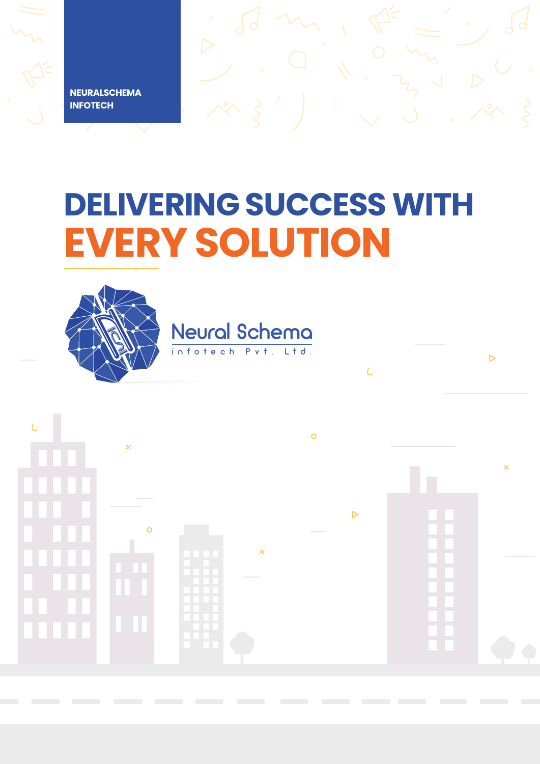NEURALSCHEMA
INFOTECH

# DELIVERING SUCCESS WITH EVERY SOLUTION

Neural Schema
infotech Pvt. Ltd.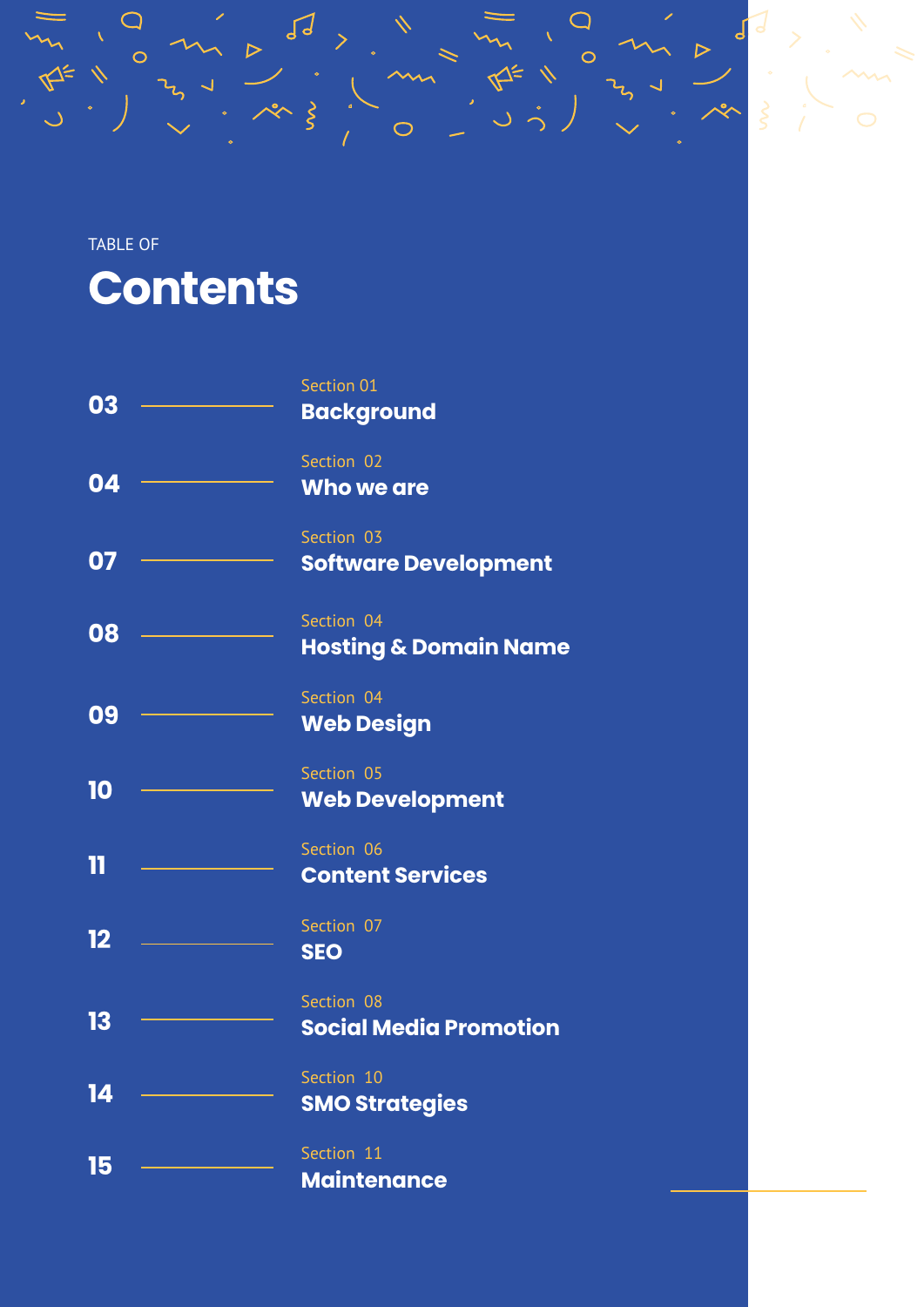TABLE OF

# Contents

| Page | Section |
| --- | --- |
| 03 | Section 01 **Background** |
| 04 | Section 02 **Who we are** |
| 07 | Section 03 **Software Development** |
| 08 | Section 04 **Hosting & Domain Name** |
| 09 | Section 04 **Web Design** |
| 10 | Section 05 **Web Development** |
| 11 | Section 06 **Content Services** |
| 12 | Section 07 **SEO** |
| 13 | Section 08 **Social Media Promotion** |
| 14 | Section 10 **SMO Strategies** |
| 15 | Section 11 **Maintenance** |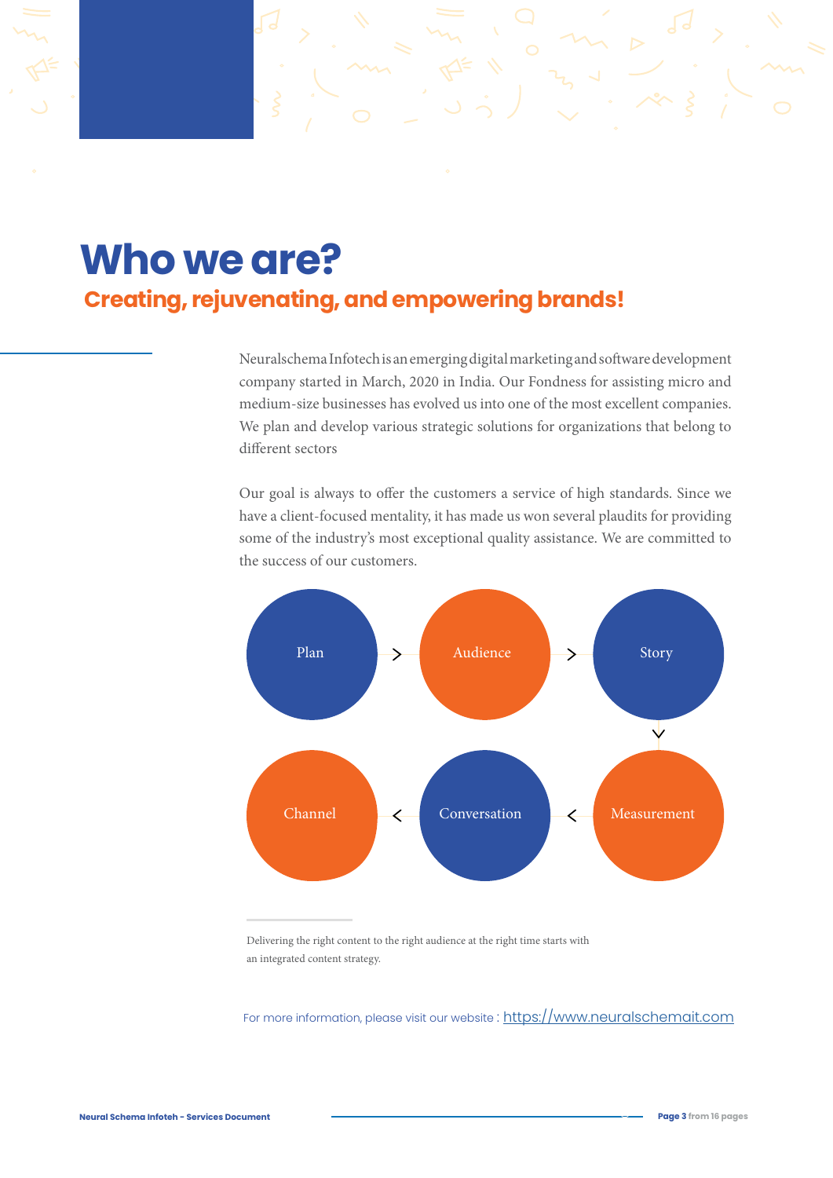# Who we are?

## Creating, rejuvenating, and empowering brands!

Neuralschema Infotech is an emerging digital marketing and software development company started in March, 2020 in India. Our Fondness for assisting micro and medium-size businesses has evolved us into one of the most excellent companies. We plan and develop various strategic solutions for organizations that belong to different sectors

Our goal is always to offer the customers a service of high standards. Since we have a client-focused mentality, it has made us won several plaudits for providing some of the industry's most exceptional quality assistance. We are committed to the success of our customers.

Plan > Audience > Story

Channel < Conversation < Measurement

Delivering the right content to the right audience at the right time starts with an integrated content strategy.

For more information, please visit our website : https://www.neuralschemait.com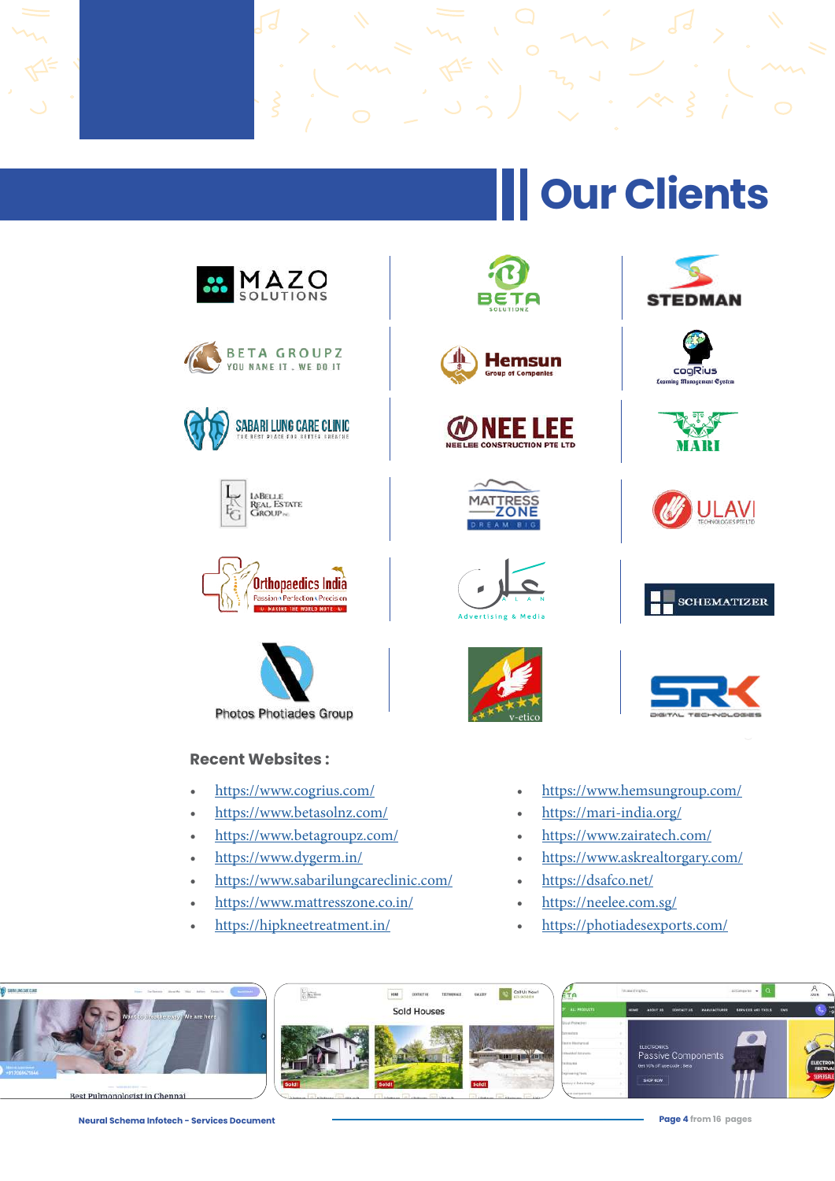# Our Clients

MAZO SOLUTIONS | BETA SOLUTIONS | STEDMAN

BETA GROUPZ — YOU NAME IT . WE DO IT | Hemsun Group of Companies | cogRius Learning Management System

SABARI LUNG CARE CLINIC — THE BEST PLACE FOR BETTER BREATHE | NEE LEE — NEE LEE CONSTRUCTION PTE LTD | MARI

LaBelle Real Estate Group | MATTRESS ZONE — DREAM BIG | ULAVI TECHNOLOGIES PTE LTD

Orthopaedics India — Passion • Perfection • Precision | ALAN Advertising & Media | SCHEMATIZER

Photos Photiades Group | v-etico | SRK DIGITAL TECHNOLOGIES

**Recent Websites :**

- https://www.cogrius.com/
- https://www.betasolnz.com/
- https://www.betagroupz.com/
- https://www.dygerm.in/
- https://www.sabarilungcareclinic.com/
- https://www.mattresszone.co.in/
- https://hipkneetreatment.in/
- https://www.hemsungroup.com/
- https://mari-india.org/
- https://www.zairatech.com/
- https://www.askrealtorgary.com/
- https://dsafco.net/
- https://neelee.com.sg/
- https://photiadesexports.com/

Best Pulmonologist in Chennai

Sold Houses

Passive Components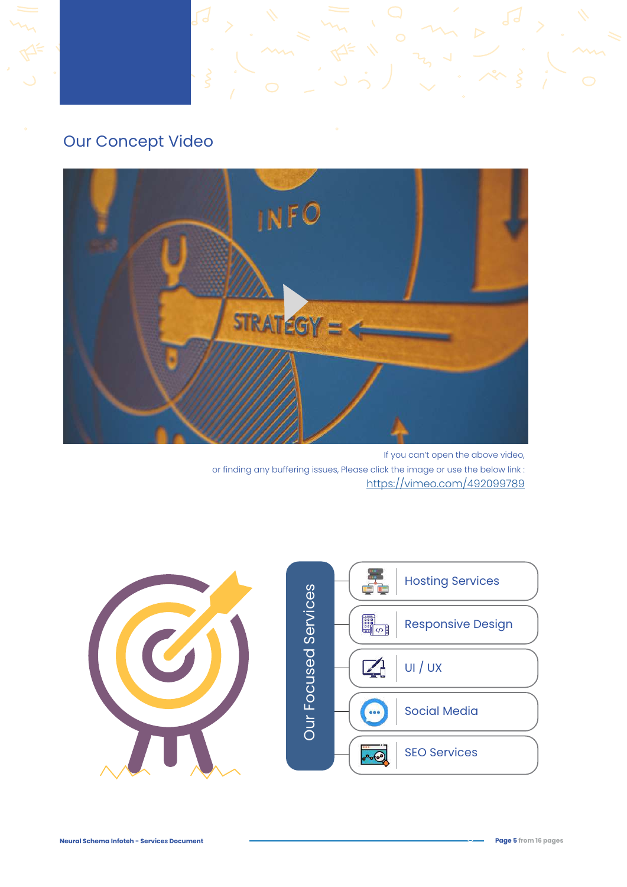## Our Concept Video

If you can't open the above video,
or finding any buffering issues, Please click the image or use the below link :
https://vimeo.com/492099789

### Our Focused Services

- Hosting Services
- Responsive Design
- UI / UX
- Social Media
- SEO Services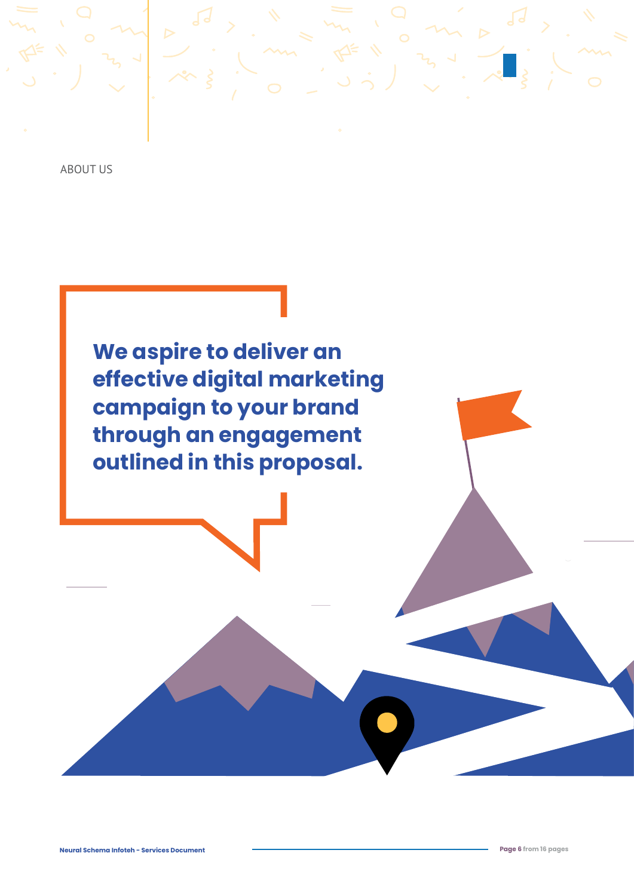ABOUT US

**We aspire to deliver an effective digital marketing campaign to your brand through an engagement outlined in this proposal.**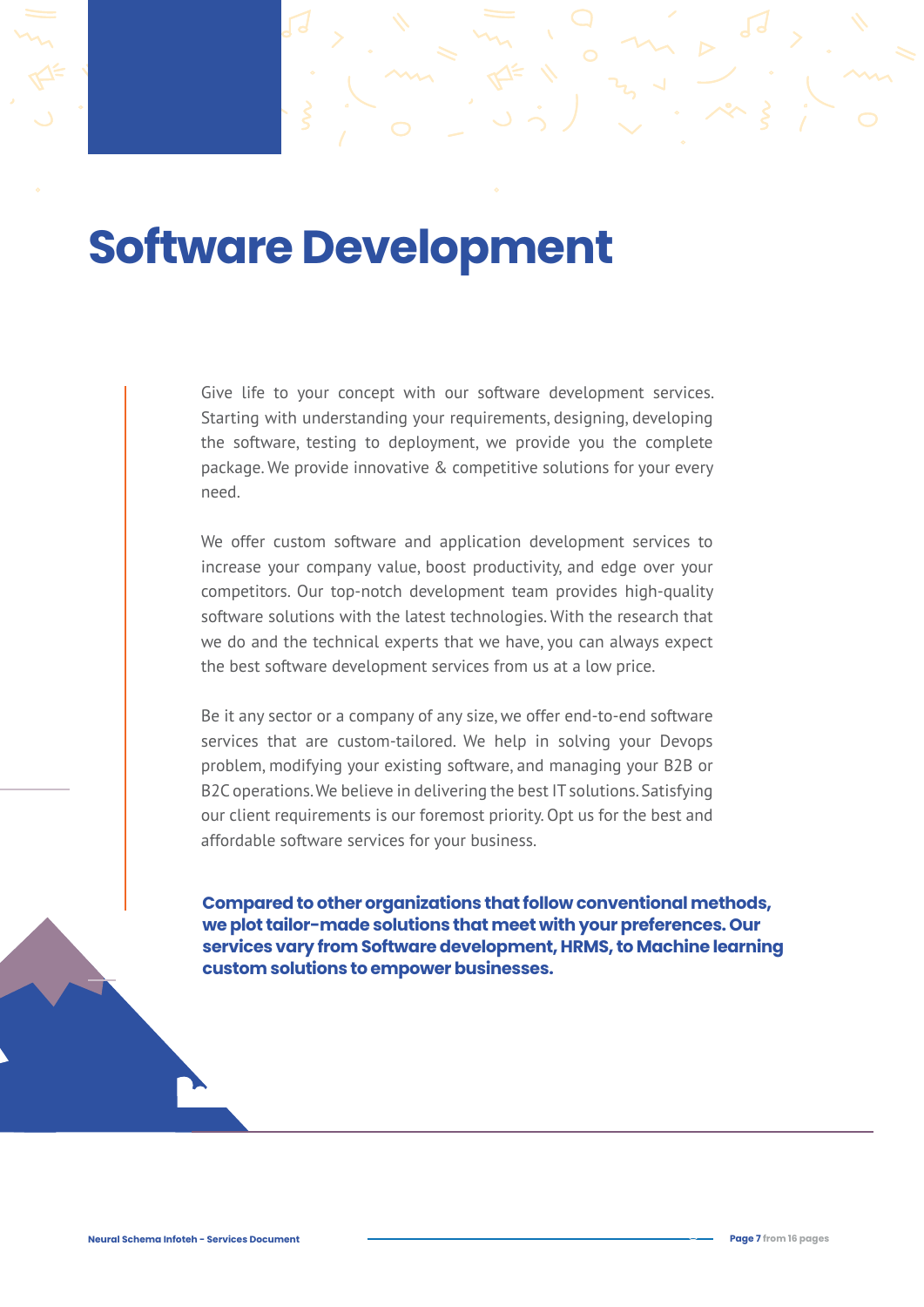# Software Development

Give life to your concept with our software development services. Starting with understanding your requirements, designing, developing the software, testing to deployment, we provide you the complete package. We provide innovative & competitive solutions for your every need.

We offer custom software and application development services to increase your company value, boost productivity, and edge over your competitors. Our top-notch development team provides high-quality software solutions with the latest technologies. With the research that we do and the technical experts that we have, you can always expect the best software development services from us at a low price.

Be it any sector or a company of any size, we offer end-to-end software services that are custom-tailored. We help in solving your Devops problem, modifying your existing software, and managing your B2B or B2C operations. We believe in delivering the best IT solutions. Satisfying our client requirements is our foremost priority. Opt us for the best and affordable software services for your business.

**Compared to other organizations that follow conventional methods, we plot tailor-made solutions that meet with your preferences. Our services vary from Software development, HRMS, to Machine learning custom solutions to empower businesses.**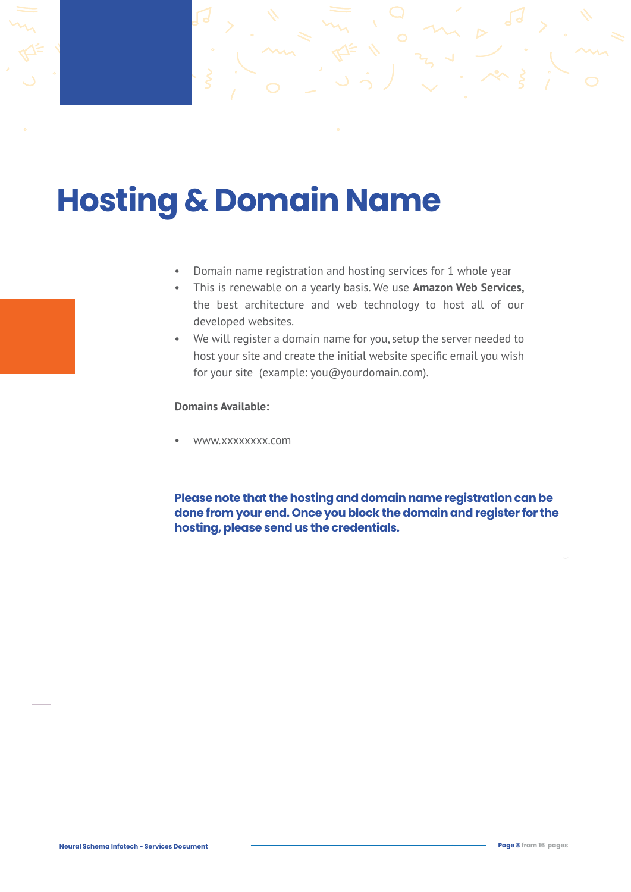# Hosting & Domain Name

- Domain name registration and hosting services for 1 whole year
- This is renewable on a yearly basis. We use **Amazon Web Services,** the best architecture and web technology to host all of our developed websites.
- We will register a domain name for you, setup the server needed to host your site and create the initial website specific email you wish for your site (example: you@yourdomain.com).

**Domains Available:**

- www.xxxxxxxx.com

**Please note that the hosting and domain name registration can be done from your end. Once you block the domain and register for the hosting, please send us the credentials.**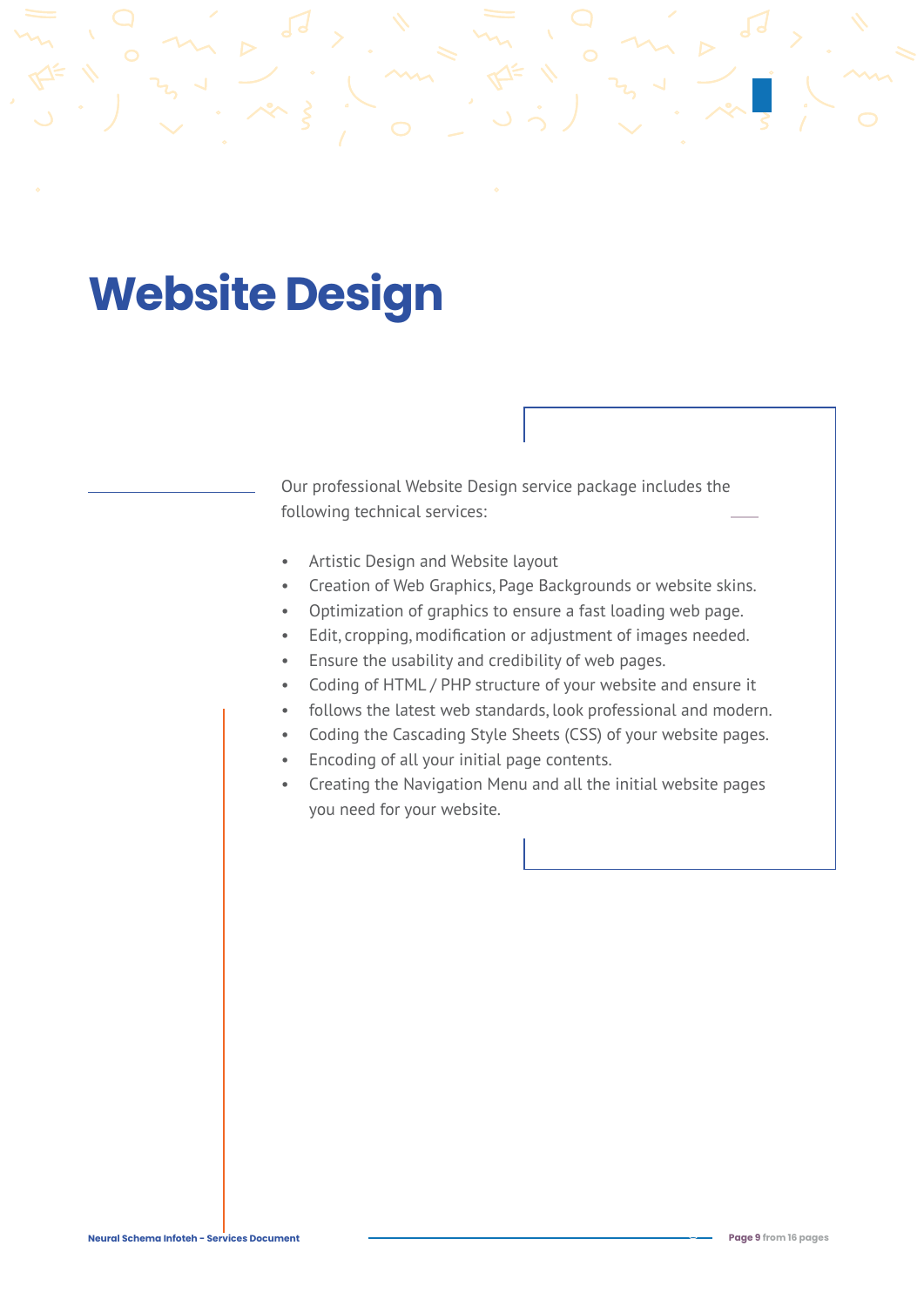# Website Design

Our professional Website Design service package includes the following technical services:

- Artistic Design and Website layout
- Creation of Web Graphics, Page Backgrounds or website skins.
- Optimization of graphics to ensure a fast loading web page.
- Edit, cropping, modification or adjustment of images needed.
- Ensure the usability and credibility of web pages.
- Coding of HTML / PHP structure of your website and ensure it
- follows the latest web standards, look professional and modern.
- Coding the Cascading Style Sheets (CSS) of your website pages.
- Encoding of all your initial page contents.
- Creating the Navigation Menu and all the initial website pages you need for your website.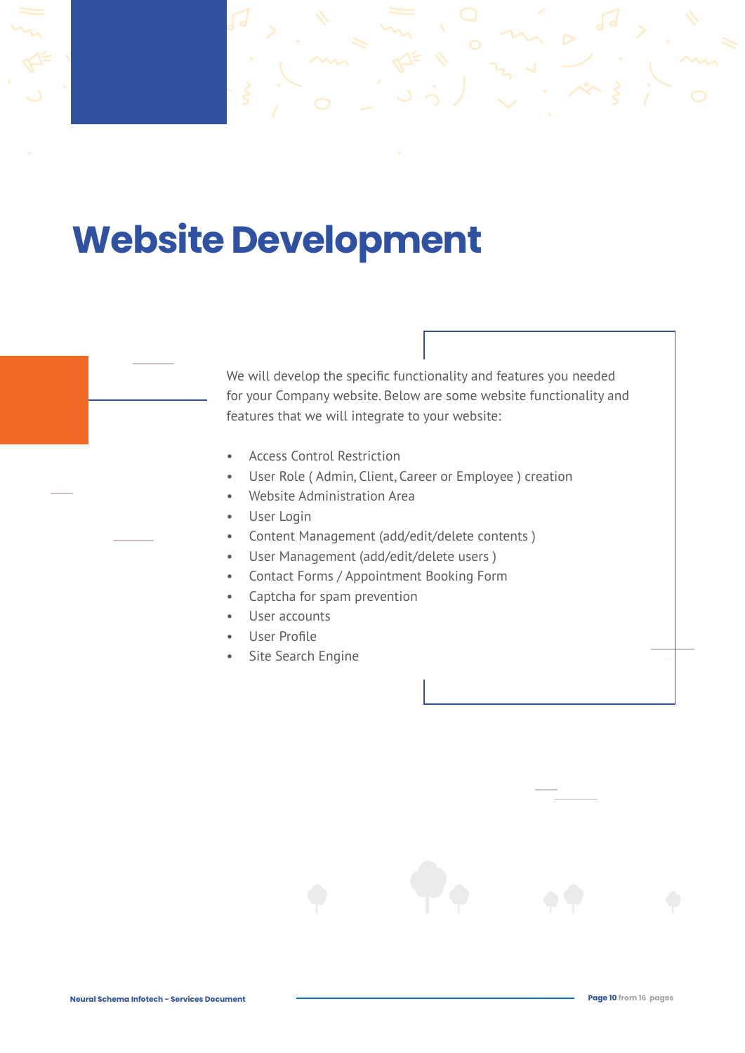# Website Development

We will develop the specific functionality and features you needed for your Company website. Below are some website functionality and features that we will integrate to your website:

- Access Control Restriction
- User Role ( Admin, Client, Career or Employee ) creation
- Website Administration Area
- User Login
- Content Management (add/edit/delete contents )
- User Management (add/edit/delete users )
- Contact Forms / Appointment Booking Form
- Captcha for spam prevention
- User accounts
- User Profile
- Site Search Engine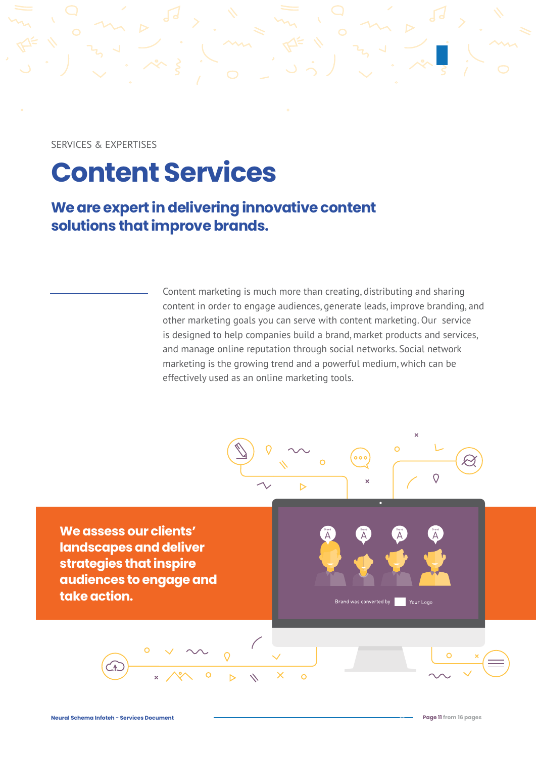SERVICES & EXPERTISES

# Content Services

## We are expert in delivering innovative content solutions that improve brands.

Content marketing is much more than creating, distributing and sharing content in order to engage audiences, generate leads, improve branding, and other marketing goals you can serve with content marketing. Our service is designed to help companies build a brand, market products and services, and manage online reputation through social networks. Social network marketing is the growing trend and a powerful medium, which can be effectively used as an online marketing tools.

**We assess our clients' landscapes and deliver strategies that inspire audiences to engage and take action.**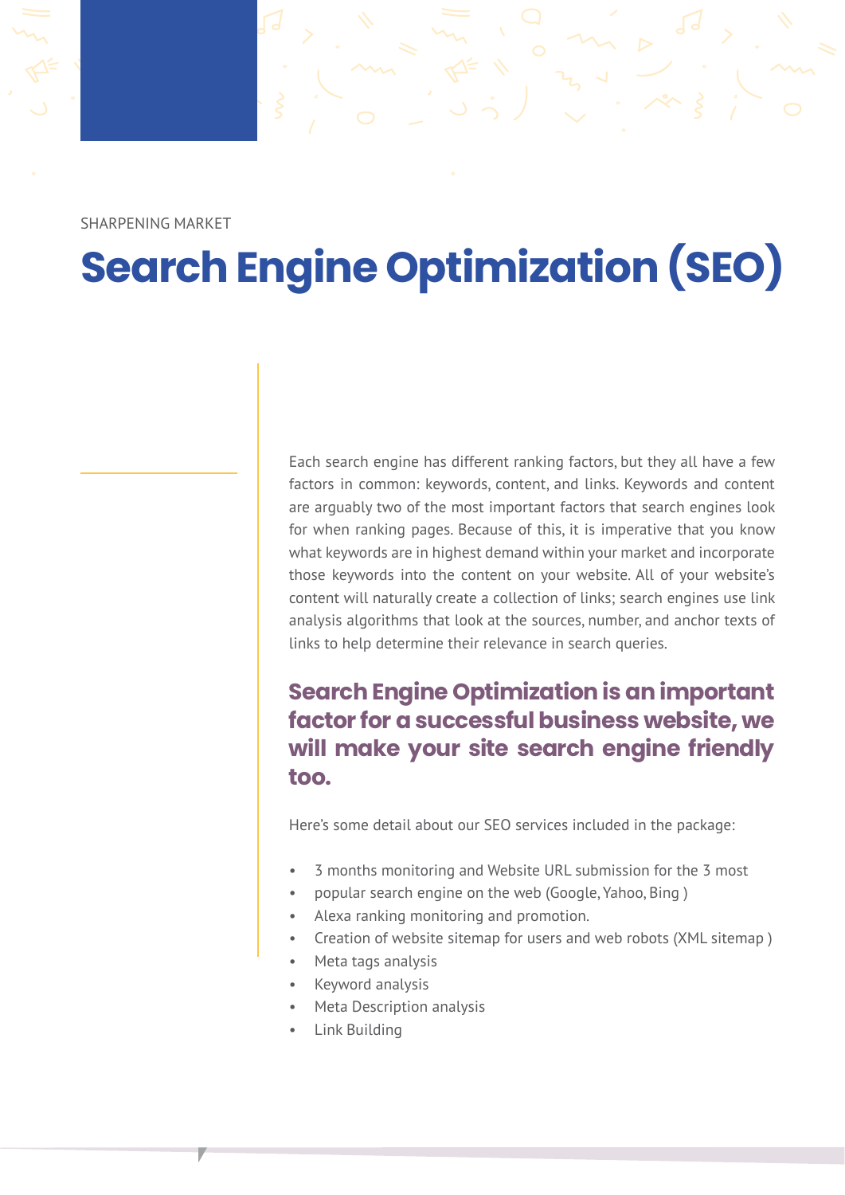SHARPENING MARKET

# Search Engine Optimization (SEO)

Each search engine has different ranking factors, but they all have a few factors in common: keywords, content, and links. Keywords and content are arguably two of the most important factors that search engines look for when ranking pages. Because of this, it is imperative that you know what keywords are in highest demand within your market and incorporate those keywords into the content on your website. All of your website's content will naturally create a collection of links; search engines use link analysis algorithms that look at the sources, number, and anchor texts of links to help determine their relevance in search queries.

### Search Engine Optimization is an important factor for a successful business website, we will make your site search engine friendly too.

Here's some detail about our SEO services included in the package:

- 3 months monitoring and Website URL submission for the 3 most
- popular search engine on the web (Google, Yahoo, Bing )
- Alexa ranking monitoring and promotion.
- Creation of website sitemap for users and web robots (XML sitemap )
- Meta tags analysis
- Keyword analysis
- Meta Description analysis
- Link Building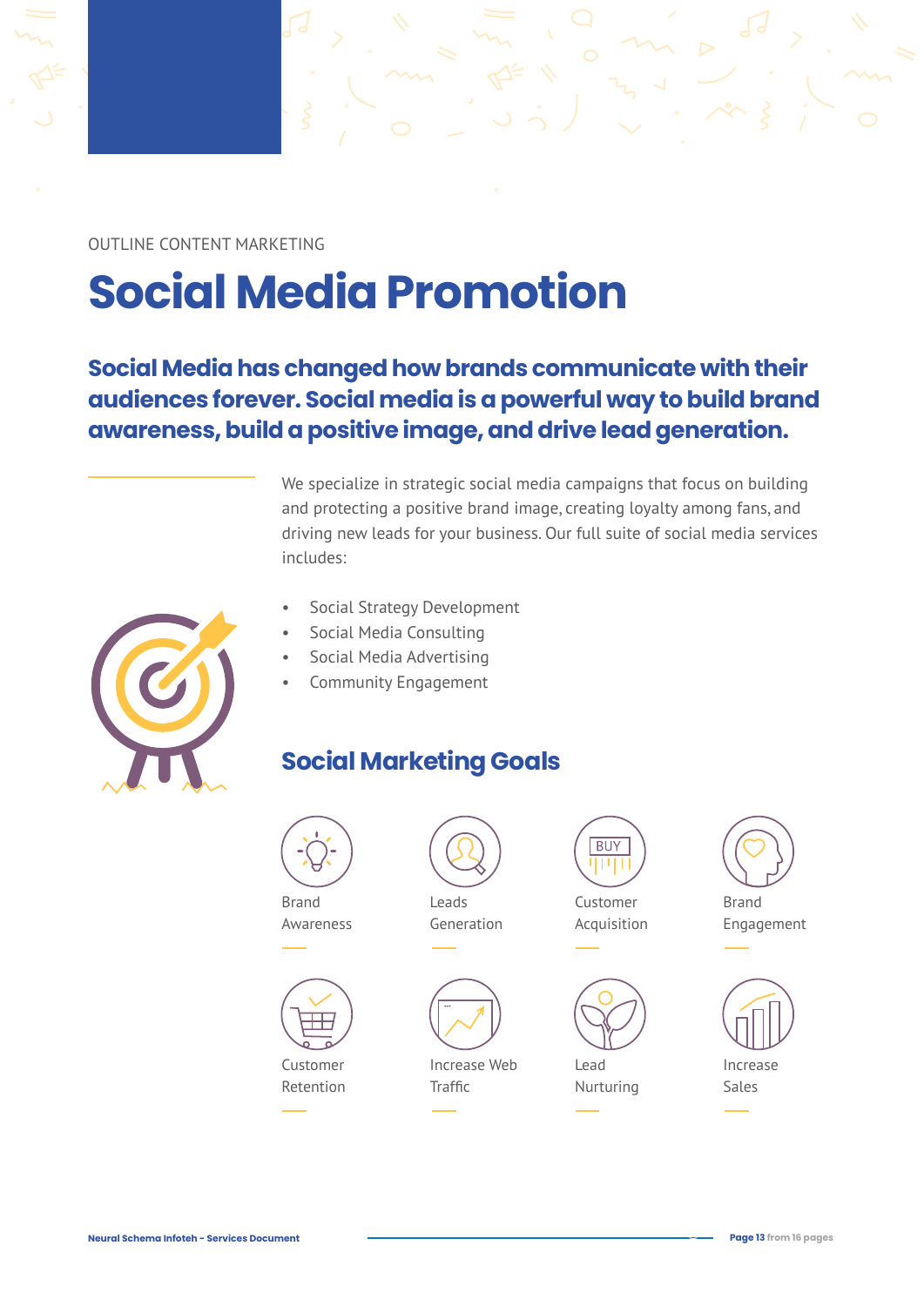OUTLINE CONTENT MARKETING

# Social Media Promotion

**Social Media has changed how brands communicate with their audiences forever. Social media is a powerful way to build brand awareness, build a positive image, and drive lead generation.**

We specialize in strategic social media campaigns that focus on building and protecting a positive brand image, creating loyalty among fans, and driving new leads for your business. Our full suite of social media services includes:

- Social Strategy Development
- Social Media Consulting
- Social Media Advertising
- Community Engagement

## Social Marketing Goals

- Brand Awareness
- Leads Generation
- Customer Acquisition
- Brand Engagement
- Customer Retention
- Increase Web Traffic
- Lead Nurturing
- Increase Sales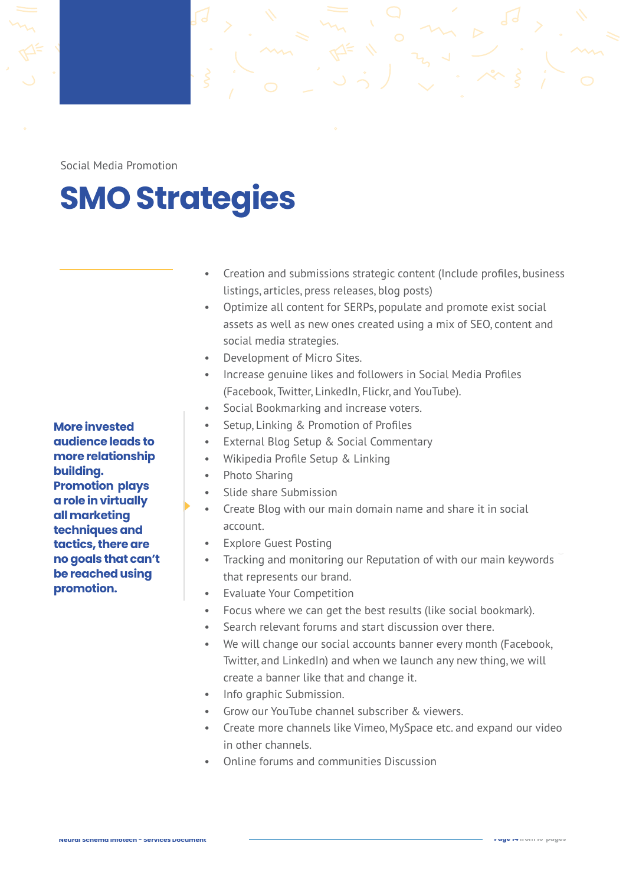Social Media Promotion

# SMO Strategies

**More invested audience leads to more relationship building. Promotion plays a role in virtually all marketing techniques and tactics, there are no goals that can't be reached using promotion.**

- Creation and submissions strategic content (Include profiles, business listings, articles, press releases, blog posts)
- Optimize all content for SERPs, populate and promote exist social assets as well as new ones created using a mix of SEO, content and social media strategies.
- Development of Micro Sites.
- Increase genuine likes and followers in Social Media Profiles (Facebook, Twitter, LinkedIn, Flickr, and YouTube).
- Social Bookmarking and increase voters.
- Setup, Linking & Promotion of Profiles
- External Blog Setup & Social Commentary
- Wikipedia Profile Setup & Linking
- Photo Sharing
- Slide share Submission
- Create Blog with our main domain name and share it in social account.
- Explore Guest Posting
- Tracking and monitoring our Reputation of with our main keywords that represents our brand.
- Evaluate Your Competition
- Focus where we can get the best results (like social bookmark).
- Search relevant forums and start discussion over there.
- We will change our social accounts banner every month (Facebook, Twitter, and LinkedIn) and when we launch any new thing, we will create a banner like that and change it.
- Info graphic Submission.
- Grow our YouTube channel subscriber & viewers.
- Create more channels like Vimeo, MySpace etc. and expand our video in other channels.
- Online forums and communities Discussion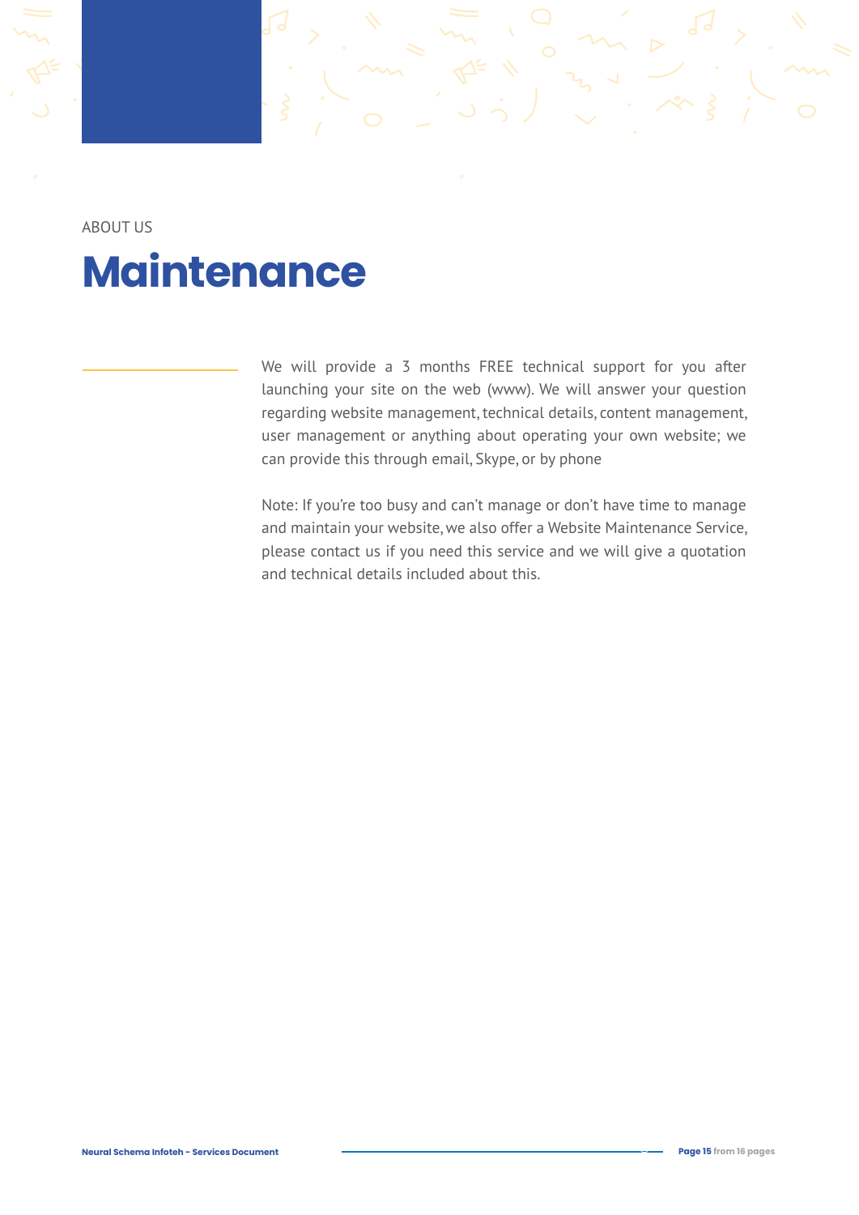ABOUT US

# Maintenance

We will provide a 3 months FREE technical support for you after launching your site on the web (www). We will answer your question regarding website management, technical details, content management, user management or anything about operating your own website; we can provide this through email, Skype, or by phone

Note: If you're too busy and can't manage or don't have time to manage and maintain your website, we also offer a Website Maintenance Service, please contact us if you need this service and we will give a quotation and technical details included about this.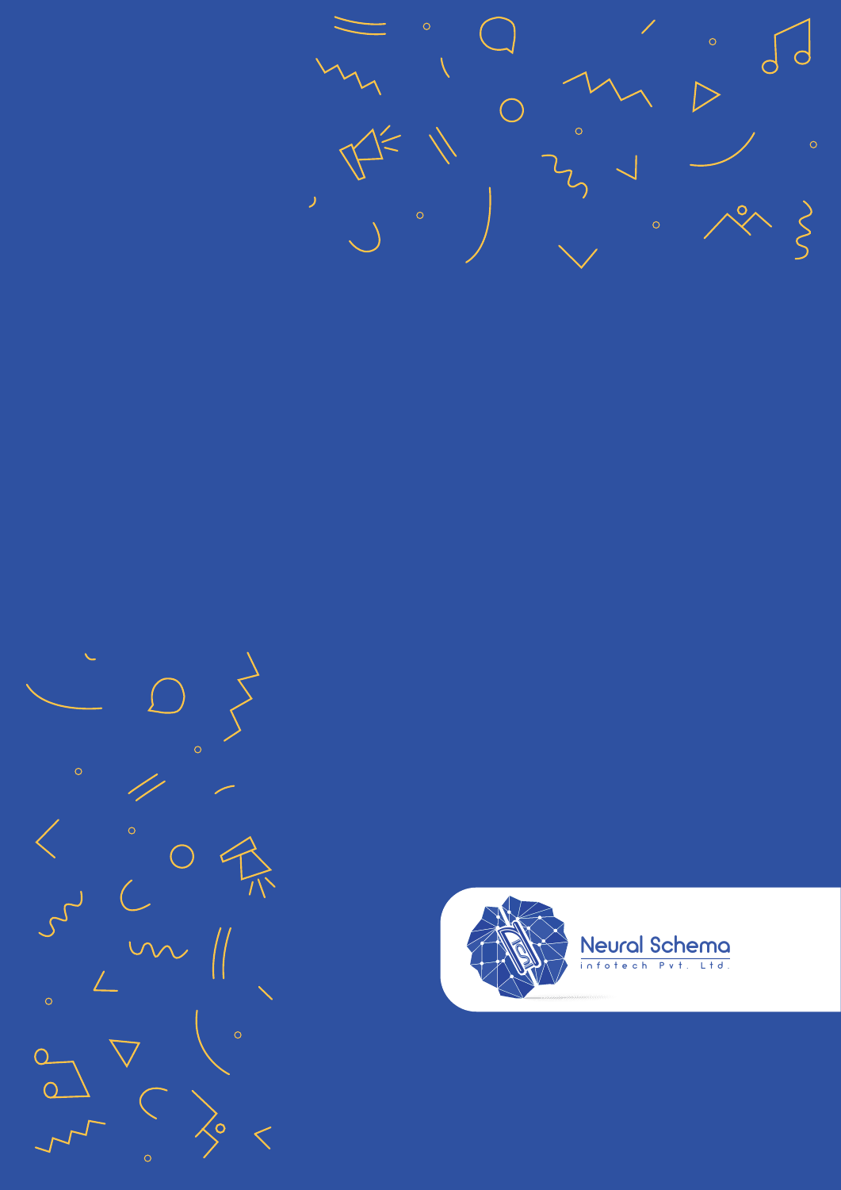Neural Schema

infotech Pvt. Ltd.